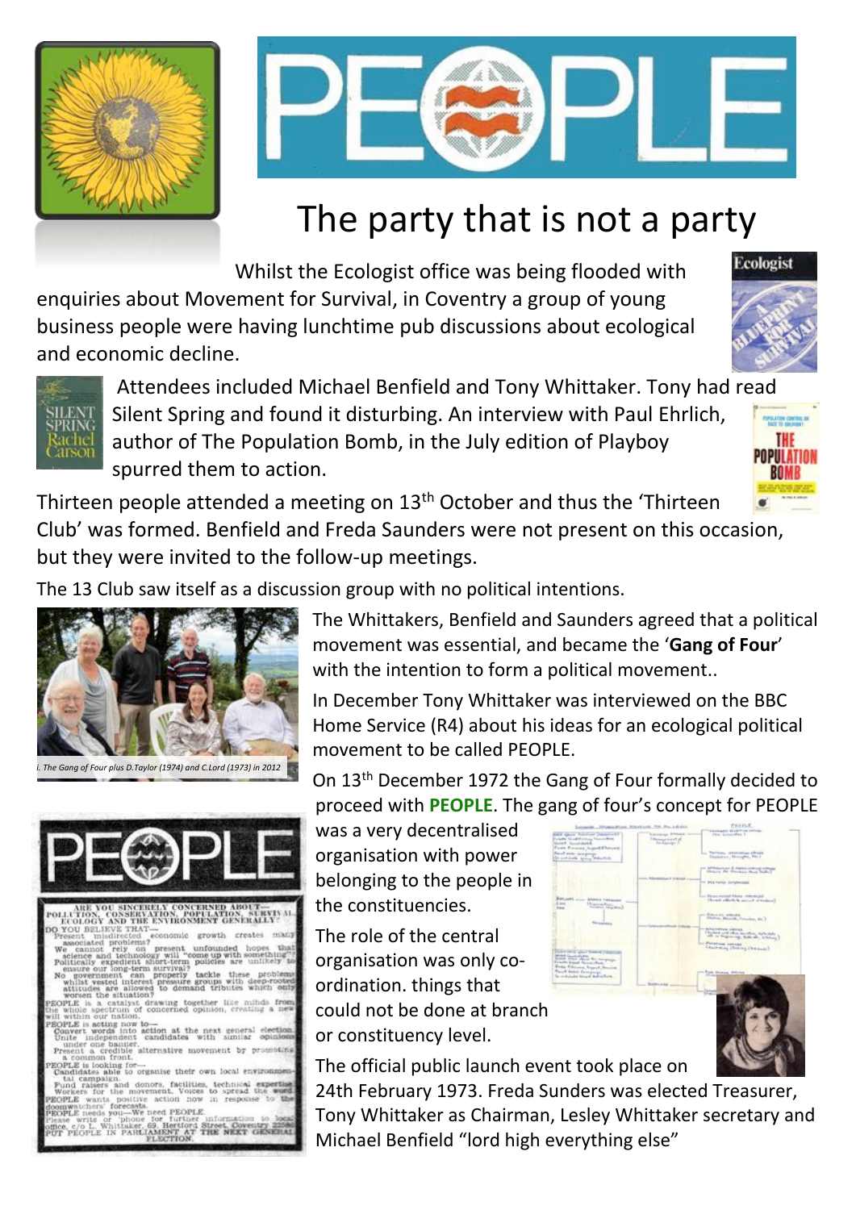# The party that is not a party

Whilst the Ecologist office was being flooded with enquiries about Movement for Survival, in Coventry a group of young business people were having lunchtime pub discussions about ecological and economic decline.

Attendees included Michael Benfield and Tony Whittaker. Tony had read Silent Spring and found it disturbing. An interview with Paul Ehrlich, author of The Population Bomb, in the July edition of Playboy spurred them to action.

Thirteen people attended a meeting on 13th October and thus the 'Thirteen Club' was formed. Benfield and Freda Saunders were not present on this occasion, but they were invited to the follow-up meetings.

The 13 Club saw itself as a discussion group with no political intentions.

The Whittakers, Benfield and Saunders agreed that a political movement was essential, and became the '**Gang of Four**' with the intention to form a political movement..

*i. The Gang of Four plus D.Taylor (1974) and C.Lord (1973) in 2012*

In December Tony Whittaker was interviewed on the BBC Home Service (R4) about his ideas for an ecological political movement to be called PEOPLE.

On 13th December 1972 the Gang of Four formally decided to proceed with **PEOPLE**. The gang of four's concept for PEOPLE was a very decentralised organisation with power belonging to the people in the constituencies.

The role of the central organisation was only co-ordination. things that could not be done at branch or constituency level.

The official public launch event took place on 24th February 1973. Freda Sunders was elected Treasurer, Tony Whittaker as Chairman, Lesley Whittaker secretary and Michael Benfield "lord high everything else"

PEOPLE

ARE YOU SINCERELY CONCERNED ABOUT— POLLUTION, CONSERVATION, POPULATION, SURVIVAL, ECOLOGY AND THE ENVIRONMENT GENERALLY?

DO YOU BELIEVE THAT—
Present misdirected economic growth creates many associated problems?
We cannot rely on present unfounded hopes that science and technology will "come up with something"?
Politically expedient short-term policies are unlikely to ensure our long-term survival?
No government can properly tackle these problems whilst vested interest pressure groups with deep-rooted attitudes are allowed to demand tributes which only worsen the situation?

PEOPLE is a catalyst drawing together like minds from the whole spectrum of concerned opinion, creating a new will within our nation.

PEOPLE is acting now to—
Convert words into action at the next general election.
Unite independent candidates with similar opinions under one banner.
Present a credible alternative movement by promoting a common front.

PEOPLE is looking for—
Candidates able to organise their own local environmental campaign.
Fund raisers and donors, facilities, technical expertise.
Workers for the movement. Voices to spread the word.

PEOPLE wants positive action now in response to the doomwatchers' forecasts.

PEOPLE needs you—We need PEOPLE.

Please write or 'phone for further information to local office, c/o L. Whittaker, 69, Hertford Street, Coventry 22306.

PUT PEOPLE IN PARLIAMENT AT THE NEXT GENERAL ELECTION.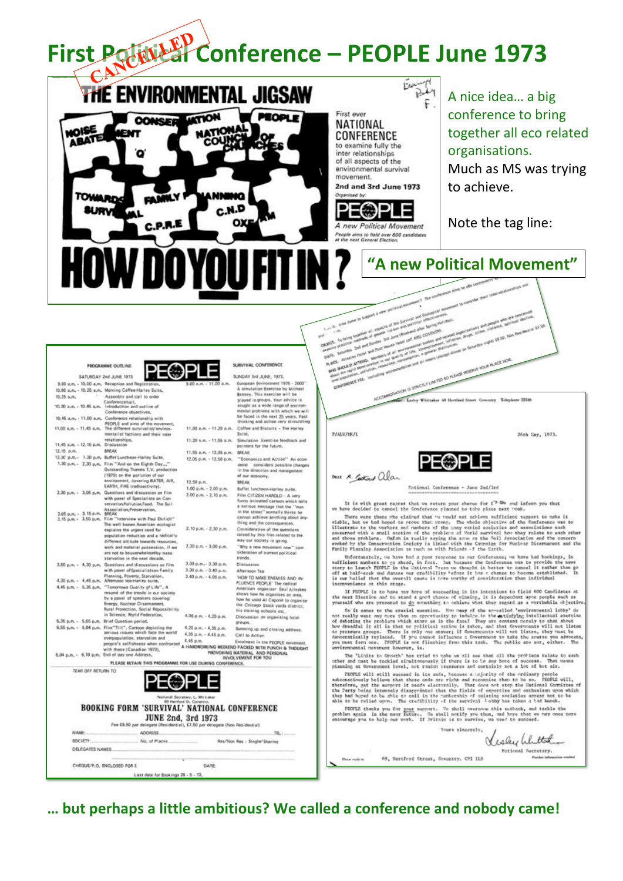# First Political Conference – PEOPLE June 1973

CANCELLED

## THE ENVIRONMENTAL JIGSAW

NOISE ABATEMENT · CONSERVATION · PEOPLE · NATIONAL COUNCIL OF CHURCHES · 'Q' · TOWARDS SURVIVAL · FAMILY PLANNING · C.N.D · C.P.R.E · OXFAM

First ever NATIONAL CONFERENCE to examine fully the inter relationships of all aspects of the environmental survival movement.

**2nd and 3rd June 1973**

Organised by: PEOPLE

*A new Political Movement*

*People aims to field over 600 candidates at the next General Election.*

# HOW DO YOU FIT IN?

A nice idea… a big conference to bring together all eco related organisations.

Much as MS was trying to achieve.

Note the tag line:

**"A new Political Movement"**

### PROGRAMME OUTLINE — PEOPLE — SURVIVAL CONFERENCE

**SATURDAY 2nd JUNE 1973**

| Time | Item |
|---|---|
| 9.00 a.m. - 10.00 a.m. | Reception and Registration. |
| 10.00 a.m. - 10.25 a.m. | Morning Coffee-Harley Suite. |
| 10.25 a.m. | Assembly and call to order Conferencehall. |
| 10.30 a.m. - 10.45 a.m. | Introduction and outline of Conference objectives. |
| 10.45 a.m. - 11.00 a.m. | Conference relationship with PEOPLE and aims of the movement. |
| 11.00 a.m. - 11.45 a.m. | The different survivalist/environmentalist factions and their inter relationships. |
| 11.45 a.m. - 12.15 p.m. | Discussion |
| 12.15 p.m. | BREAK |
| 12.30 p.m. - 1.30 p.m. | Buffet Luncheon-Harley Suite. |
| 1.30 p.m. - 2.30 p.m. | Film "And on the Eighth Day...." Outstanding Thames T.V. production (1970) on the pollution of our environment, covering WATER, AIR, EARTH, FIRE (radioactivity). |
| 2.30 p.m. - 3.05 p.m. | Questions and discussion on film with panel of Specialists on Conservation, Pollution, Food, The Soil Association, Preservation. |
| 3.05 p.m. - 3.15 p.m. | BREAK |
| 3.15 p.m. - 3.55 p.m. | Film "Interview with Paul Ehrlich" The well known American ecologist explains the urgent need for population reduction and a radically different attitude towards resources, work and material possession, if we are not to be overwhelmed by mass starvation in the next decade. |
| 3.55 p.m. - 4.30 p.m. | Questions and discussions on film with panel of Specialists on Family Planning, Poverty, Starvation. |
| 4.30 p.m. - 4.45 p.m. | Afternoon tea-Harley suite. |
| 4.45 p.m. - 5.35 p.m. | "Tomorrows Quality of Life". A resumé of the trends in our society by a panel of speakers covering: Energy, Nuclear Disarmament, Rural Protection, Social Reponsibility in Science, World Federation. |
| 5.35 p.m. - 5.55 p.m. | Brief Question period. |
| 5.55 p.m. - 6.04 p.m. | Film "Tilt", Cartoon depicting the serious issues which face the world overpopulation, starvation and people's selfishness when confronted with these (Canadian 1972). |
| 6.04 p.m. - 6.10 p.m. | End of day one Address. |

**SUNDAY 3rd JUNE, 1973.**

| Time | Item |
|---|---|
| 9.00 a.m. - 11.00 a.m. | European Environment 1975 - 2000" A simulation Exercise by Michael Bassey. This exercise will be played in groups. Your advice is sought as a wide range of environmental problems with which we will be faced in the next 25 years. Fast thinking and action very stimulating |
| 11.00 a.m. - 11.20 a.m. | Coffee and Biscuits - The Harley Suite. |
| 11.20 a.m. - 11.55 a.m. | Simulation Exercise feedback and pointers for the future. |
| 11.55 a.m. - 12.05 p.m. | BREAK |
| 12.05 p.m. - 12.50 p.m. | "Economics and Action" An economist considers possible changes in the direction and management of our economy. |
| 12.50 p.m. | BREAK |
| 1.00 p.m. - 2.00 p.m. | Buffet luncheon-Harley suite. |
| 2.00 p.m. - 2.10 p.m. | Film CITIZEN HAROLD - A very funny animated cartoon which tells a serious message that the "man in the street" normally thinks he cannot achieve anything about anything and the consequences. |
| 2.10 p.m. - 2.30 p.m. | Consideration of the questions raised by this film related to the way our society is going. |
| 2.30 p.m. - 3.00 p.m. | "Why a new movement now" consideration of current political trends. |
| 3.00 p.m. - 3.30 p.m. | Discussion |
| 3.30 p.m. - 3.40 p.m. | Afternoon Tea |
| 3.40 p.m. - 4.06 p.m. | 'HOW TO MAKE ENEMIES AND INFLUENCE PEOPLE' The radical American organiser Saul Alinskey shows how he organises an area, how he used Al Capone to organise the Chicago Stock yards district, his training schools etc. |
| 4.06 p.m. - 4.20 p.m. | Discussion on organising local groups. |
| 4.20 p.m. - 4.35 p.m. | Summing up and closing address. |
| 4.35 p.m. - 4.45 p.m. | Call to Action |
| 4.45 p.m. | Enrolment in the PEOPLE movement. |

A HARDWORKING WEEKEND PACKED WITH PUNCH & THOUGHT PROVOKING MATERIAL AND PERSONAL INVOLVEMENT FOR YOU

PLEASE RETAIN THIS PROGRAMME FOR USE DURING CONFERENCE.

TEAR OFF RETURN TO

PEOPLE

National Secretary, L. Whitaker, 69 Hertford St. Coventry.

**BOOKING FORM 'SURVIVAL' NATIONAL CONFERENCE JUNE 2nd, 3rd 1973**

Fee £9.50 per delegate (Residential), £7.50 per delegate (Non Residential)

NAME: ______ ADDRESS ______ TEL: ______

SOCIETY: ______ No. of Places ______ Res/Non Res : Single/Sharing

DELEGATES NAMES ______

CHEQUE/P.O. ENCLOSED FOR £ ______ DATE ______

Last date for Bookings 26 - 5 - 73.

---

... Now come to support a new political movement? The conference aims to ... all aspects of the Survival and Ecological movement to consider their interrelationships and ... greater ... political effectiveness.

OBJECT. To bring together ... organisations and people who are concerned ... practical methods of ...

DATE. Saturday 2nd and Sunday 3rd June (Weekend after Spring Holiday).

PLACE. Allesley Hotel and Post House Hotel ... COVENTRY.

WHO SHOULD ATTEND. Members of all environmental bodies and related organisations and people who are concerned about the rapid deterioration in our quality of life. Unemployment, inflation, drugs, crime, violence, spiritual decline, over-population, pollution, resources, consumption, ...

CONFERENCE FEE. Including accommodation and all meals (except dinner on Saturday night) £9.50, Non Residential £7.50.

ACCOMMODATION IS STRICTLY LIMITED SO PLEASE RESERVE YOUR PLACE NOW.

... Lesley Whittaker 69 Hertford Street Coventry Telephone 22586

---

P/ALW/MK/1 — 26th May, 1973.

PEOPLE

Dear A. Gatland Alan

National Conference - June 2nd/3rd

It is with great regret that we return your cheque for £7·50 and inform you that we have decided to cancel the Conference planned to take place next week.

There were those who claimed that we would not achieve sufficient support to make it viable, but we had hoped to prove them wrong. The whole objective of the Conference was to illustrate to the workers and members of the many varied societies and associations each concerned with a small section of the problems of World survival how they relate to each other and those problems. Oxfam is really saying the same as the Soil Association and the concern evoked by the Conservation Society is linked with the Campaign for Nuclear Disarmament and the Family Planning Association as much as with Friends of the Earth.

Unfortunately, we have had a poor response to our Conference; we have had bookings, in sufficient numbers to go ahead, in fact. But because the Conference was to provide the news story to launch PEOPLE in the National Press we thought it better to cancel it rather than go off at half-cock and damage our credibility before it has a chance to become established. It is our belief that the overall cause is more worthy of consideration than individual inconvenience at this stage.

If PEOPLE is to have any hope of succeeding in its intentions to field 600 Candidates at the next Election and to stand a good chance of winning, it is dependent upon people such as yourself who are prepared to do something to achieve what they regard as a worthwhile objective.

So it comes to the crucial question. How many of the so-called 'environmental lobby' do not really want any more than an opportunity to indulge in the satisfying intellectual exercise of debating the problems which stare us in the face? They are content merely to chat about how dreadful it all is that no political action is taken, and that Governments will not listen to pressure groups. There is only one answer; if Governments will not listen, they must be democratically replaced. If you cannot influence a Government to take the course you advocate, you must form one. PEOPLE is not flinching from this task. The public are not, either. The environmental movement however, is.

The 'Limits to Growth' has tried to make us all see that all the problems relate to each other and must be tackled simultaneously if there is to be any hope of success. That means planning at Government level, not random pressures and certainly not a lot of hot air.

PEOPLE will still succeed in its ends, because a majority of the ordinary people subconsciously believe that those ends are right and recognise them to be so. PEOPLE will, therefore, get the support it needs electorally. That does not stop the National Committee of the Party being intensely disappointed that the fields of expertise and enthusiasm upon which they had hoped to be able to call in the membership of existing societies appear not to be able to be relied upon. The credibility of the survival lobby has taken a bad knock.

PEOPLE thanks you for your support. We shall overcome this setback, and tackle the problem again in the near future. We shall notify you then, and hope that we may once more encourage you to help our work. If Britain is to survive, we need to succeed.

Yours sincerely,

Lesley Whittaker

National Secretary.

Please reply to 69, Hertford Street, Coventry. CV1 1LB

... but perhaps a little ambitious? We called a conference and nobody came!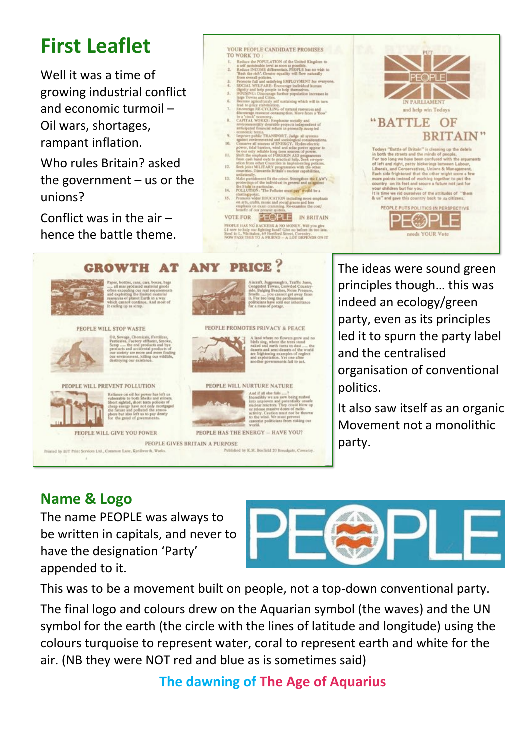## First Leaflet

Well it was a time of growing industrial conflict and economic turmoil – Oil wars, shortages, rampant inflation.

Who rules Britain? asked the government – us or the unions?

Conflict was in the air – hence the battle theme.

The ideas were sound green principles though… this was indeed an ecology/green party, even as its principles led it to spurn the party label and the centralised organisation of conventional politics.

It also saw itself as an organic Movement not a monolithic party.

## Name & Logo

The name PEOPLE was always to be written in capitals, and never to have the designation 'Party' appended to it.

This was to be a movement built on people, not a top-down conventional party.

The final logo and colours drew on the Aquarian symbol (the waves) and the UN symbol for the earth (the circle with the lines of latitude and longitude) using the colours turquoise to represent water, coral to represent earth and white for the air. (NB they were NOT red and blue as is sometimes said)

**The dawning of The Age of Aquarius**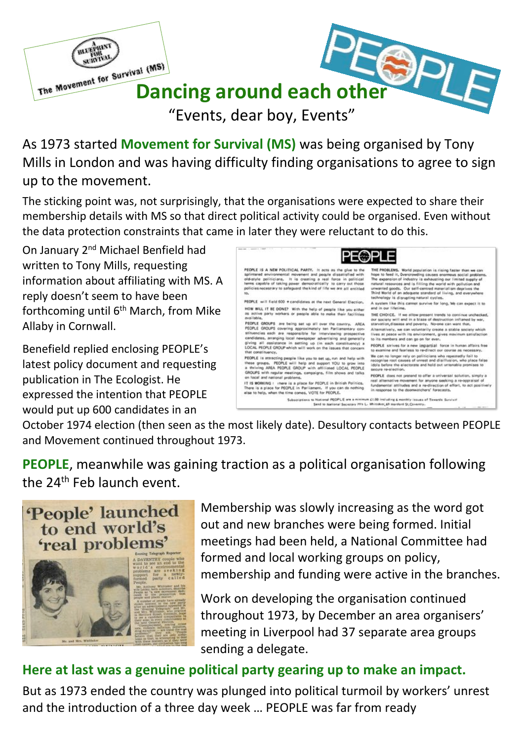# Dancing around each other

"Events, dear boy, Events"

As 1973 started **Movement for Survival (MS)** was being organised by Tony Mills in London and was having difficulty finding organisations to agree to sign up to the movement.

The sticking point was, not surprisingly, that the organisations were expected to share their membership details with MS so that direct political activity could be organised. Even without the data protection constraints that came in later they were reluctant to do this.

On January 2nd Michael Benfield had written to Tony Mills, requesting information about affiliating with MS. A reply doesn't seem to have been forthcoming until 6th March, from Mike Allaby in Cornwall.

Benefield replied enclosing PEOPLE's latest policy document and requesting publication in The Ecologist. He expressed the intention that PEOPLE would put up 600 candidates in an October 1974 election (then seen as the most likely date). Desultory contacts between PEOPLE and Movement continued throughout 1973.

**PEOPLE**, meanwhile was gaining traction as a political organisation following the 24th Feb launch event.

Membership was slowly increasing as the word got out and new branches were being formed. Initial meetings had been held, a National Committee had formed and local working groups on policy, membership and funding were active in the branches.

Work on developing the organisation continued throughout 1973, by December an area organisers' meeting in Liverpool had 37 separate area groups sending a delegate.

**Here at last was a genuine political party gearing up to make an impact.**

But as 1973 ended the country was plunged into political turmoil by workers' unrest and the introduction of a three day week … PEOPLE was far from ready